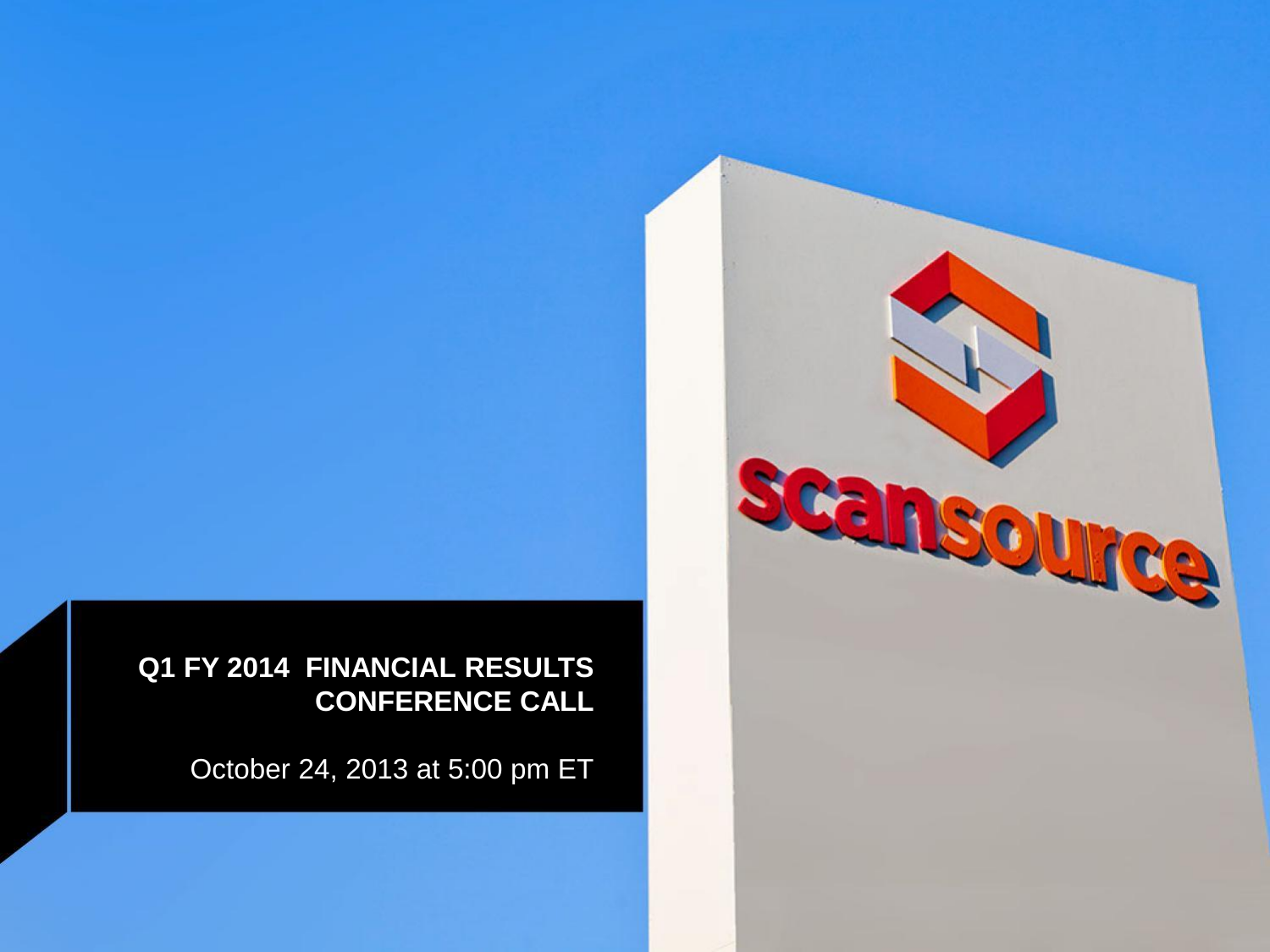# Q1 FY 2014 FINANCIAL RESULTS CONFERENCE CALL

October 24, 2013 at 5:00 pm ET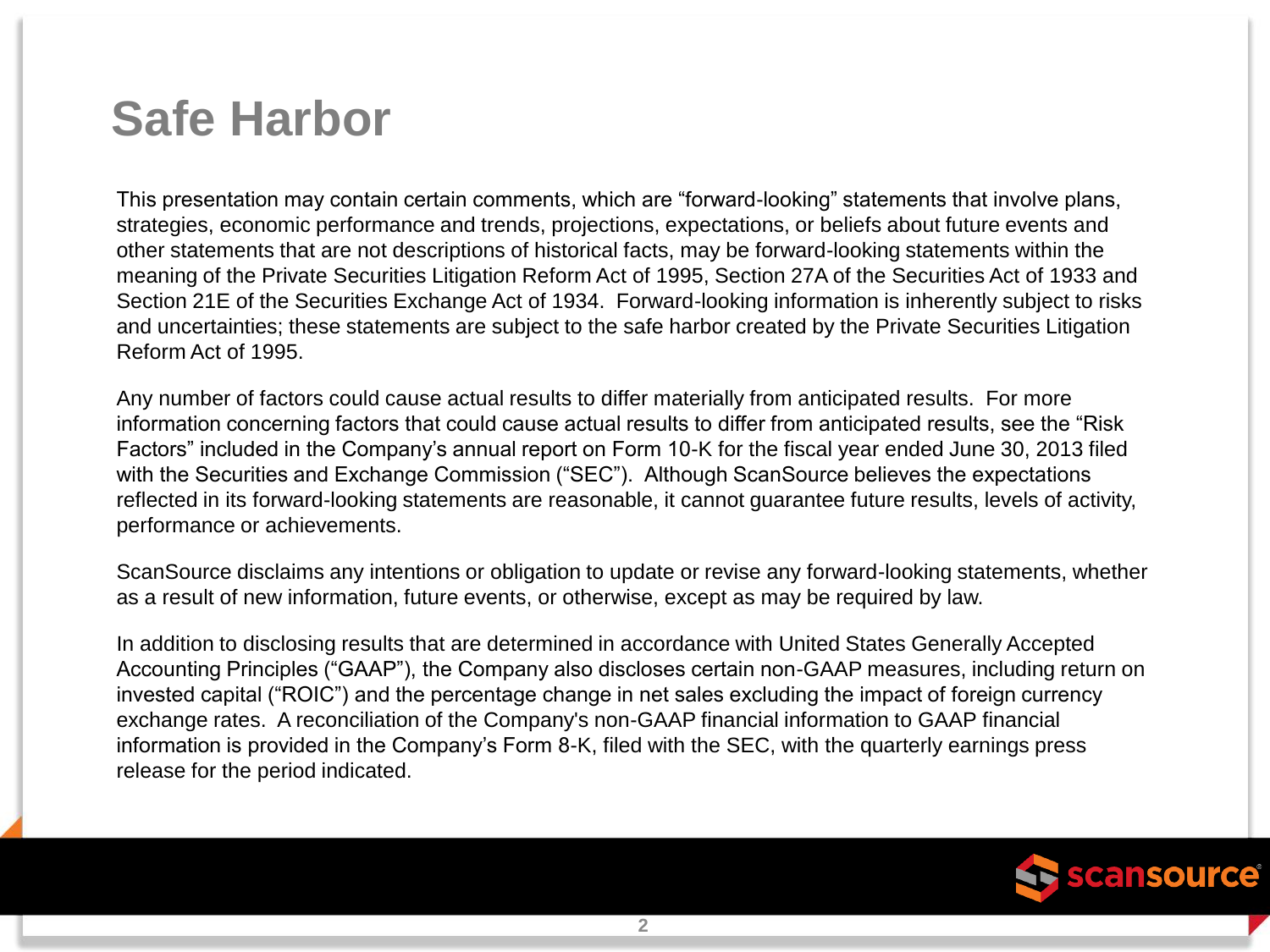# Safe Harbor

This presentation may contain certain comments, which are “forward-looking” statements that involve plans, strategies, economic performance and trends, projections, expectations, or beliefs about future events and other statements that are not descriptions of historical facts, may be forward-looking statements within the meaning of the Private Securities Litigation Reform Act of 1995, Section 27A of the Securities Act of 1933 and Section 21E of the Securities Exchange Act of 1934. Forward-looking information is inherently subject to risks and uncertainties; these statements are subject to the safe harbor created by the Private Securities Litigation Reform Act of 1995.

Any number of factors could cause actual results to differ materially from anticipated results. For more information concerning factors that could cause actual results to differ from anticipated results, see the “Risk Factors” included in the Company’s annual report on Form 10-K for the fiscal year ended June 30, 2013 filed with the Securities and Exchange Commission (“SEC”). Although ScanSource believes the expectations reflected in its forward-looking statements are reasonable, it cannot guarantee future results, levels of activity, performance or achievements.

ScanSource disclaims any intentions or obligation to update or revise any forward-looking statements, whether as a result of new information, future events, or otherwise, except as may be required by law.

In addition to disclosing results that are determined in accordance with United States Generally Accepted Accounting Principles (“GAAP”), the Company also discloses certain non-GAAP measures, including return on invested capital (“ROIC”) and the percentage change in net sales excluding the impact of foreign currency exchange rates. A reconciliation of the Company's non-GAAP financial information to GAAP financial information is provided in the Company’s Form 8-K, filed with the SEC, with the quarterly earnings press release for the period indicated.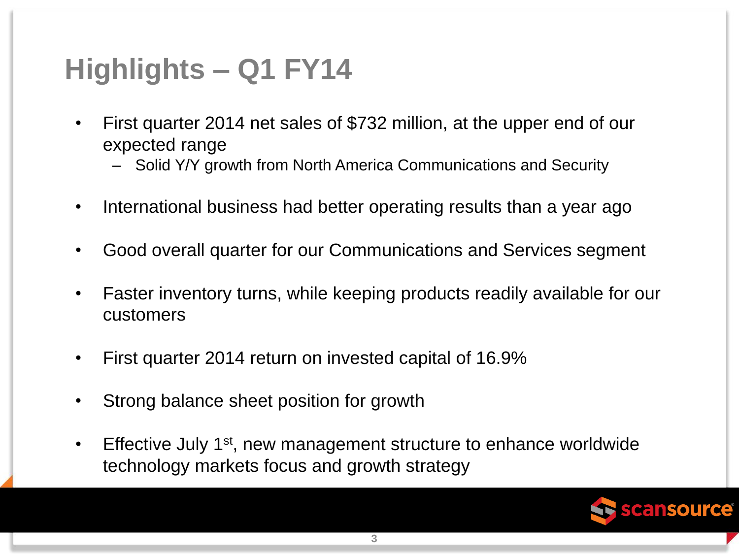# Highlights – Q1 FY14

- First quarter 2014 net sales of $732 million, at the upper end of our expected range
  - Solid Y/Y growth from North America Communications and Security
- International business had better operating results than a year ago
- Good overall quarter for our Communications and Services segment
- Faster inventory turns, while keeping products readily available for our customers
- First quarter 2014 return on invested capital of 16.9%
- Strong balance sheet position for growth
- Effective July 1st, new management structure to enhance worldwide technology markets focus and growth strategy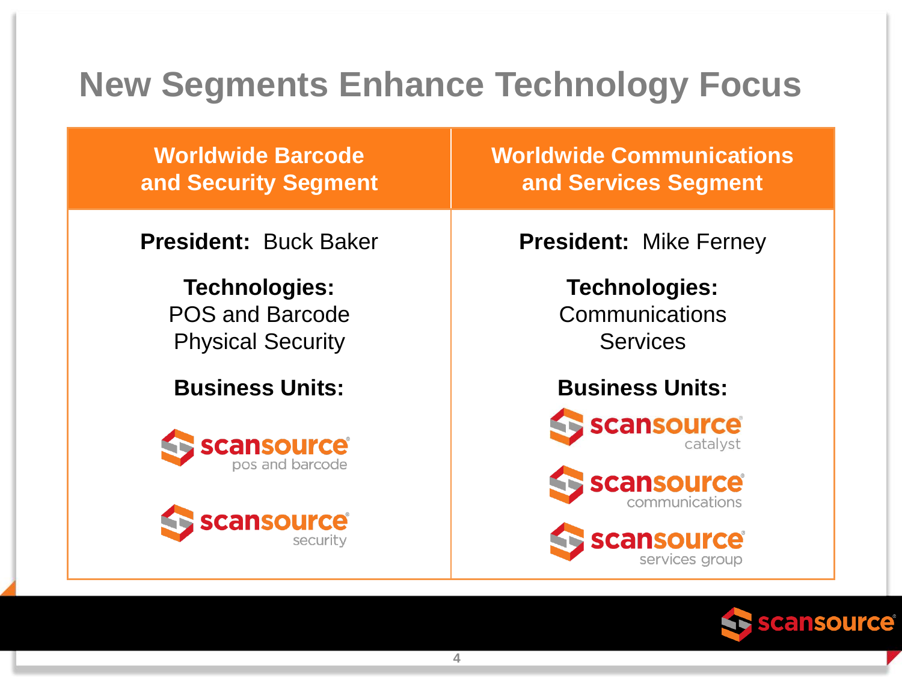# New Segments Enhance Technology Focus

| Worldwide Barcode and Security Segment | Worldwide Communications and Services Segment |
|---|---|
| **President:** Buck Baker | **President:** Mike Ferney |
| **Technologies:** POS and Barcode, Physical Security | **Technologies:** Communications, Services |
| **Business Units:** scansource pos and barcode; scansource security | **Business Units:** scansource catalyst; scansource communications; scansource services group |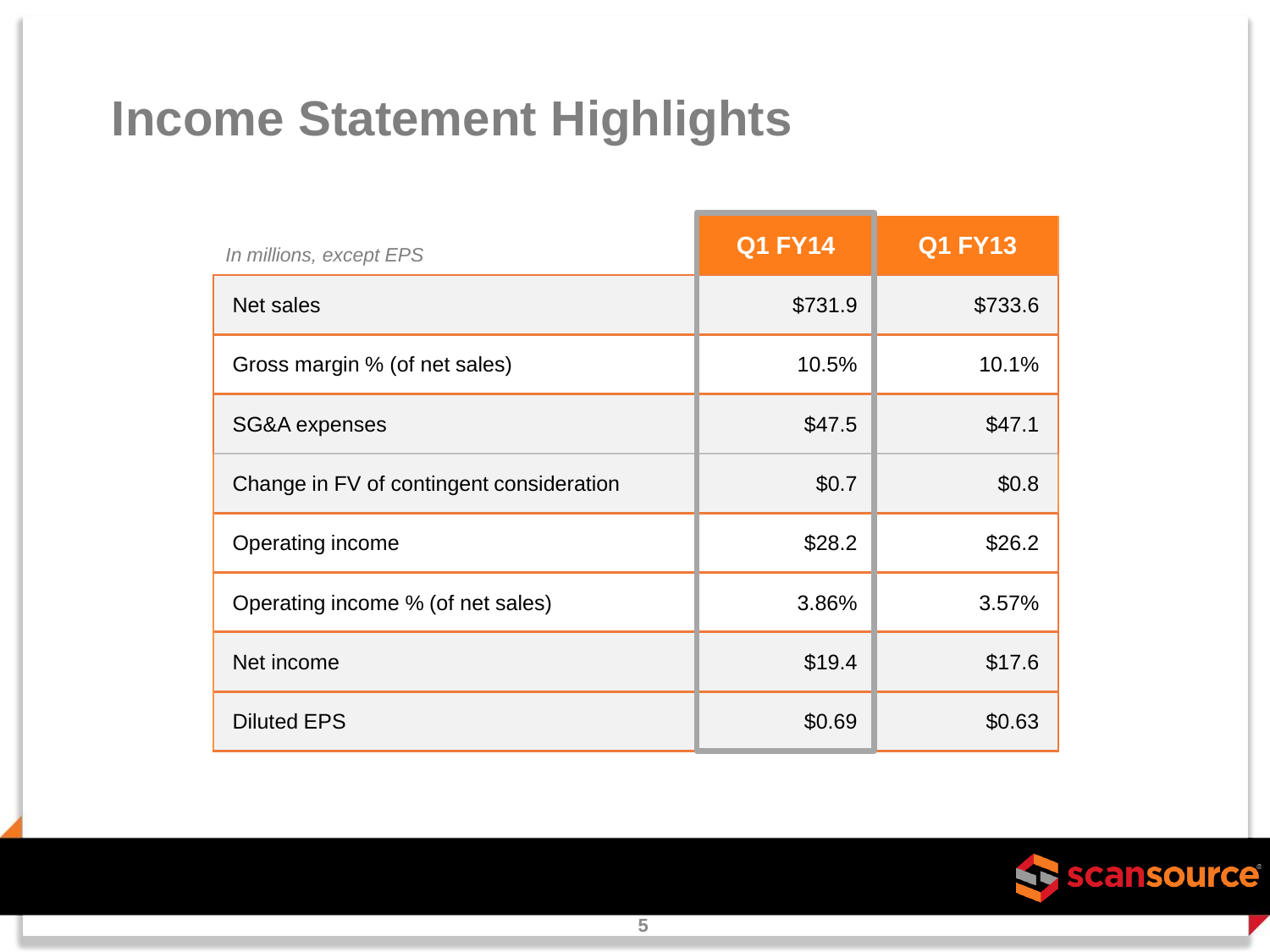# Income Statement Highlights

| *In millions, except EPS* | Q1 FY14 | Q1 FY13 |
|---|---|---|
| Net sales | $731.9 | $733.6 |
| Gross margin % (of net sales) | 10.5% | 10.1% |
| SG&A expenses | $47.5 | $47.1 |
| Change in FV of contingent consideration | $0.7 | $0.8 |
| Operating income | $28.2 | $26.2 |
| Operating income % (of net sales) | 3.86% | 3.57% |
| Net income | $19.4 | $17.6 |
| Diluted EPS | $0.69 | $0.63 |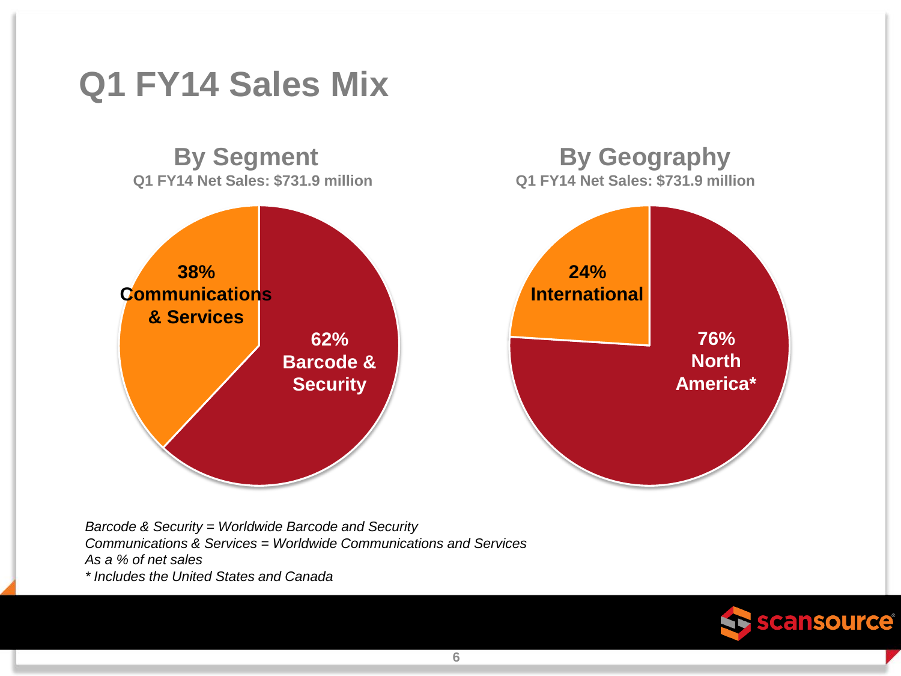# Q1 FY14 Sales Mix

## By Segment

**Q1 FY14 Net Sales: $731.9 million**

**38% Communications & Services**

**62% Barcode & Security**

## By Geography

**Q1 FY14 Net Sales: $731.9 million**

**24% International**

**76% North America***

*Barcode & Security = Worldwide Barcode and Security*
*Communications & Services = Worldwide Communications and Services*
*As a % of net sales*
** Includes the United States and Canada*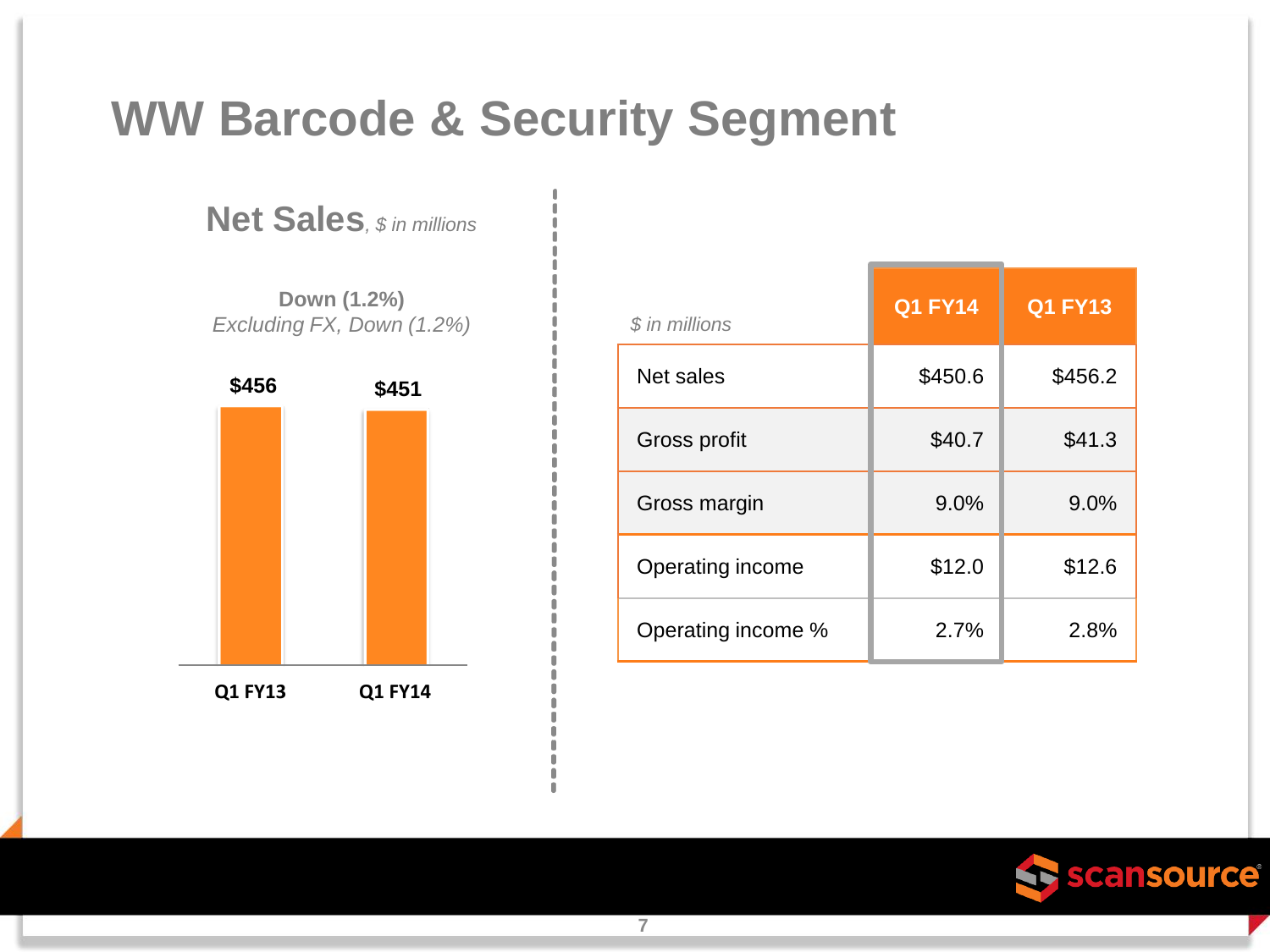# WW Barcode & Security Segment

## Net Sales, *$ in millions*

**Down (1.2%)**
*Excluding FX, Down (1.2%)*

| | Q1 FY13 | Q1 FY14 |
|---|---|---|
| Net Sales | $456 | $451 |

| *$ in millions* | Q1 FY14 | Q1 FY13 |
|---|---|---|
| Net sales | $450.6 | $456.2 |
| Gross profit | $40.7 | $41.3 |
| Gross margin | 9.0% | 9.0% |
| Operating income | $12.0 | $12.6 |
| Operating income % | 2.7% | 2.8% |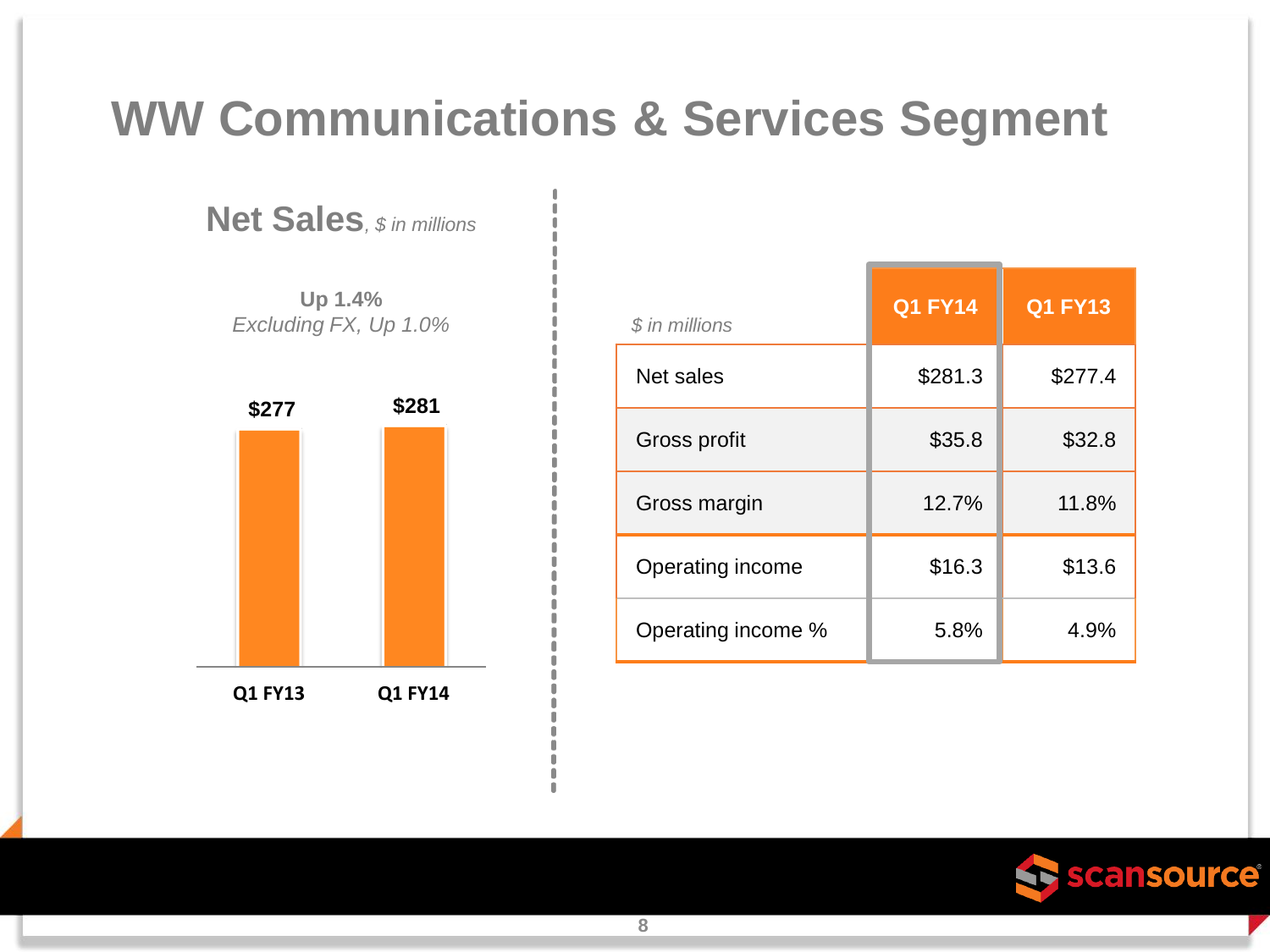# WW Communications & Services Segment

## Net Sales, *$ in millions*

**Up 1.4%**
*Excluding FX, Up 1.0%*

| | Q1 FY13 | Q1 FY14 |
|---|---|---|
| Net Sales | $277 | $281 |

| *$ in millions* | Q1 FY14 | Q1 FY13 |
|---|---|---|
| Net sales | $281.3 | $277.4 |
| Gross profit | $35.8 | $32.8 |
| Gross margin | 12.7% | 11.8% |
| Operating income | $16.3 | $13.6 |
| Operating income % | 5.8% | 4.9% |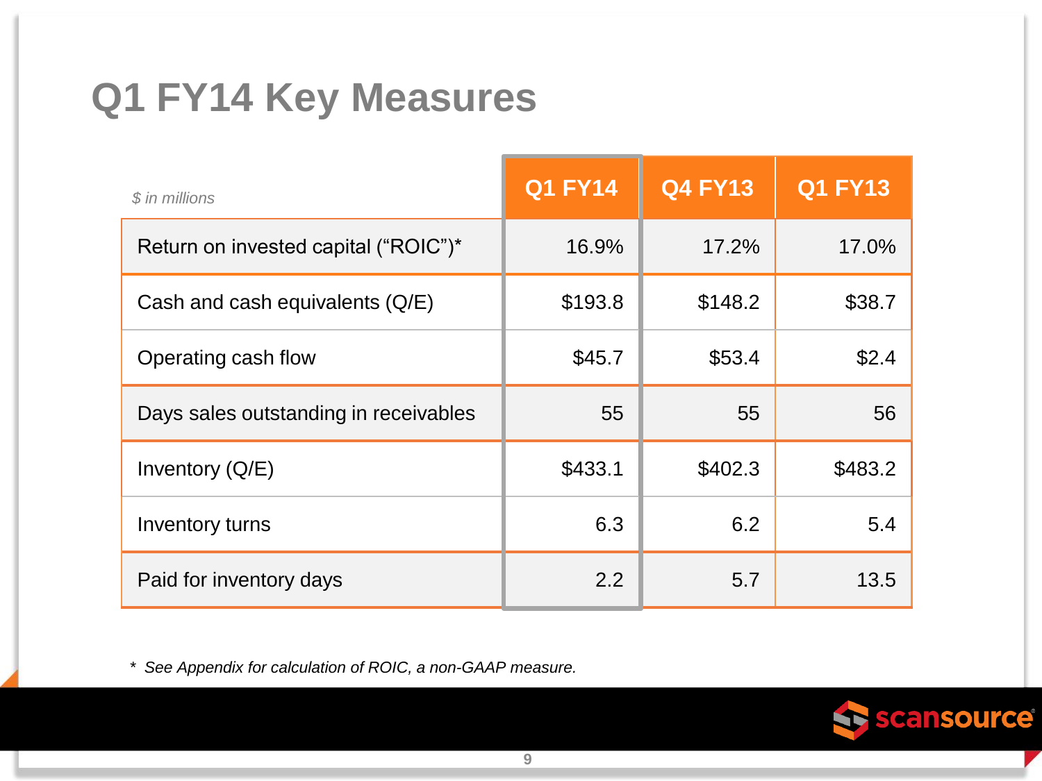# Q1 FY14 Key Measures

| *$ in millions* | Q1 FY14 | Q4 FY13 | Q1 FY13 |
| --- | --- | --- | --- |
| Return on invested capital (“ROIC”)* | 16.9% | 17.2% | 17.0% |
| Cash and cash equivalents (Q/E) | $193.8 | $148.2 | $38.7 |
| Operating cash flow | $45.7 | $53.4 | $2.4 |
| Days sales outstanding in receivables | 55 | 55 | 56 |
| Inventory (Q/E) | $433.1 | $402.3 | $483.2 |
| Inventory turns | 6.3 | 6.2 | 5.4 |
| Paid for inventory days | 2.2 | 5.7 | 13.5 |

* *See Appendix for calculation of ROIC, a non-GAAP measure.*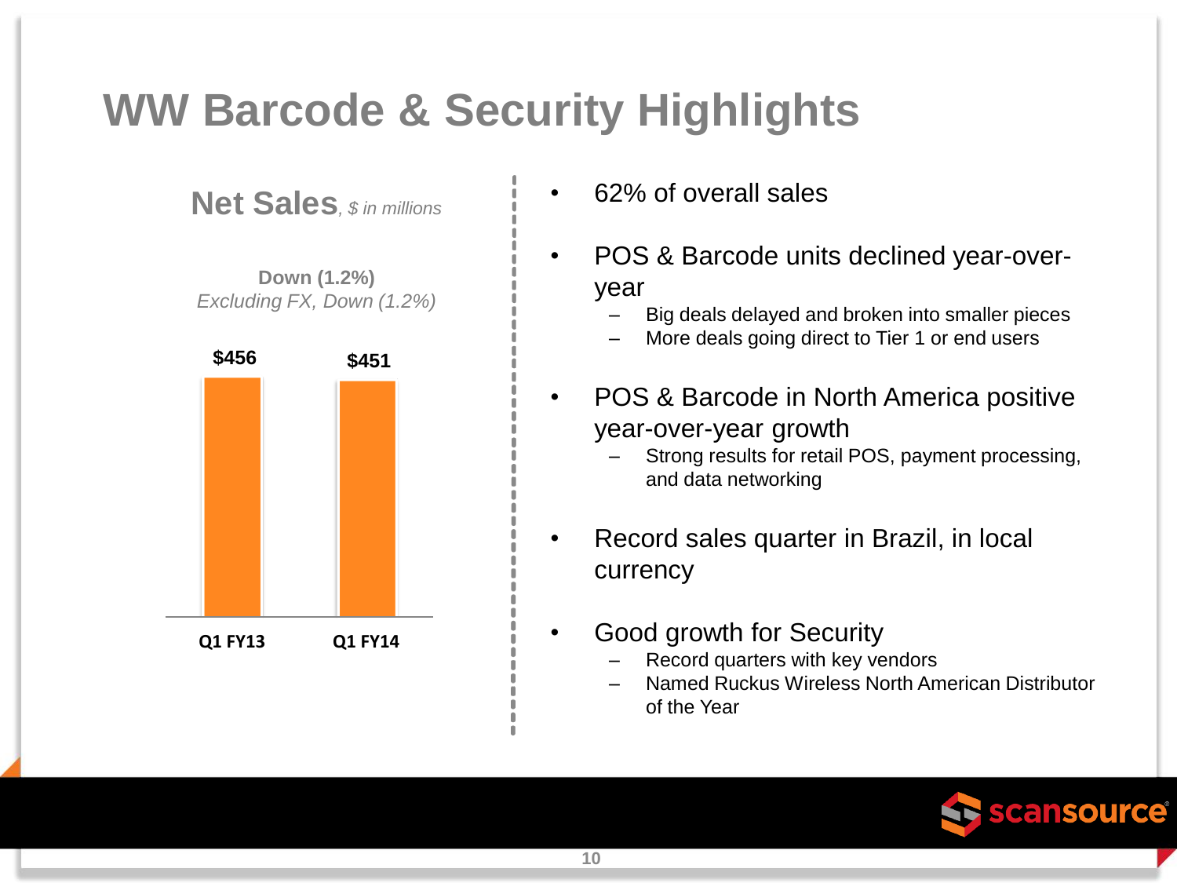# WW Barcode & Security Highlights

## Net Sales, *$ in millions*

**Down (1.2%)**
*Excluding FX, Down (1.2%)*

| | Q1 FY13 | Q1 FY14 |
|---|---|---|
| Net Sales | $456 | $451 |

- 62% of overall sales
- POS & Barcode units declined year-over-year
  - Big deals delayed and broken into smaller pieces
  - More deals going direct to Tier 1 or end users
- POS & Barcode in North America positive year-over-year growth
  - Strong results for retail POS, payment processing, and data networking
- Record sales quarter in Brazil, in local currency
- Good growth for Security
  - Record quarters with key vendors
  - Named Ruckus Wireless North American Distributor of the Year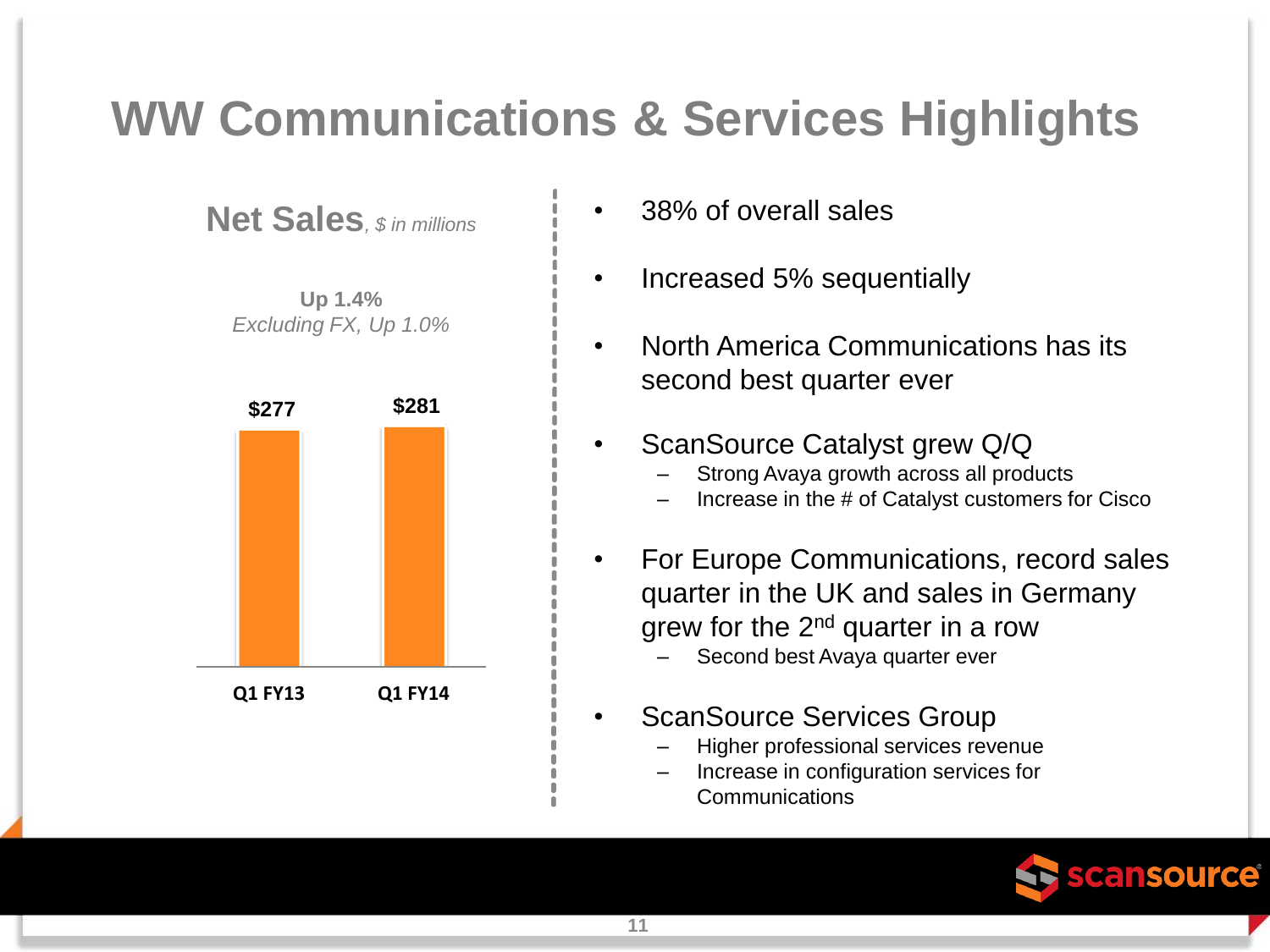# WW Communications & Services Highlights

## Net Sales, *$ in millions*

**Up 1.4%**
*Excluding FX, Up 1.0%*

| Q1 FY13 | Q1 FY14 |
| --- | --- |
| $277 | $281 |

- 38% of overall sales
- Increased 5% sequentially
- North America Communications has its second best quarter ever
- ScanSource Catalyst grew Q/Q
  - Strong Avaya growth across all products
  - Increase in the # of Catalyst customers for Cisco
- For Europe Communications, record sales quarter in the UK and sales in Germany grew for the 2nd quarter in a row
  - Second best Avaya quarter ever
- ScanSource Services Group
  - Higher professional services revenue
  - Increase in configuration services for Communications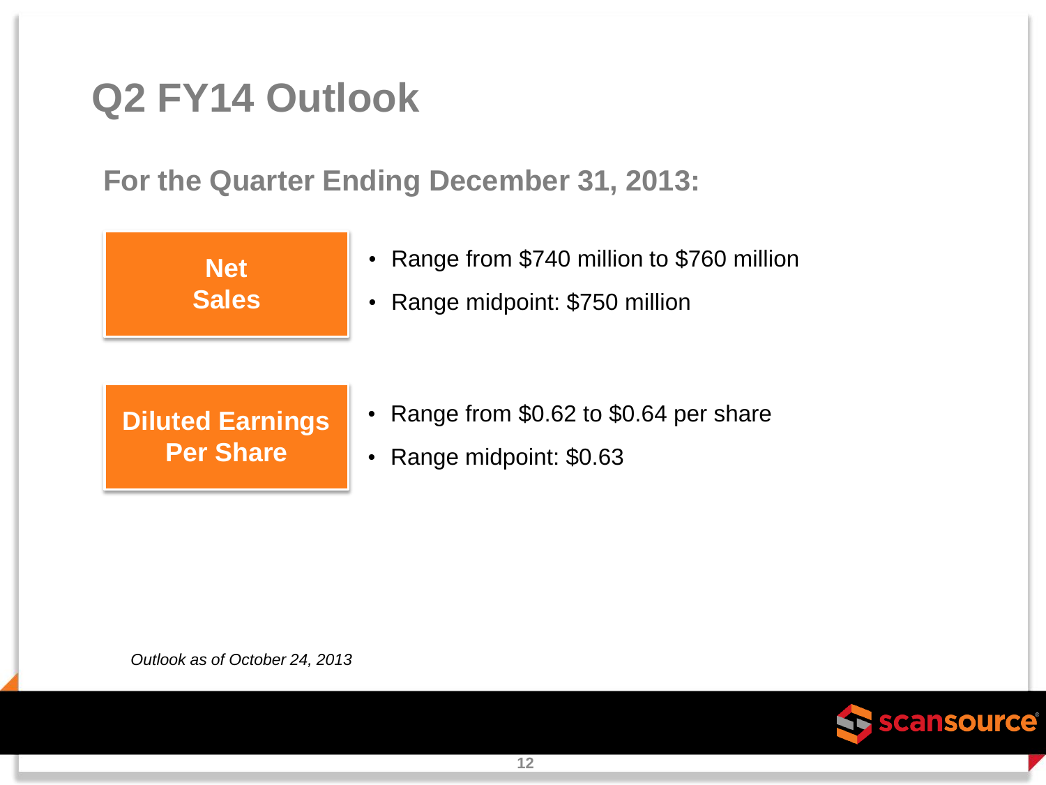# Q2 FY14 Outlook

## For the Quarter Ending December 31, 2013:

**Net Sales**

- Range from $740 million to $760 million
- Range midpoint: $750 million

**Diluted Earnings Per Share**

- Range from $0.62 to $0.64 per share
- Range midpoint: $0.63

*Outlook as of October 24, 2013*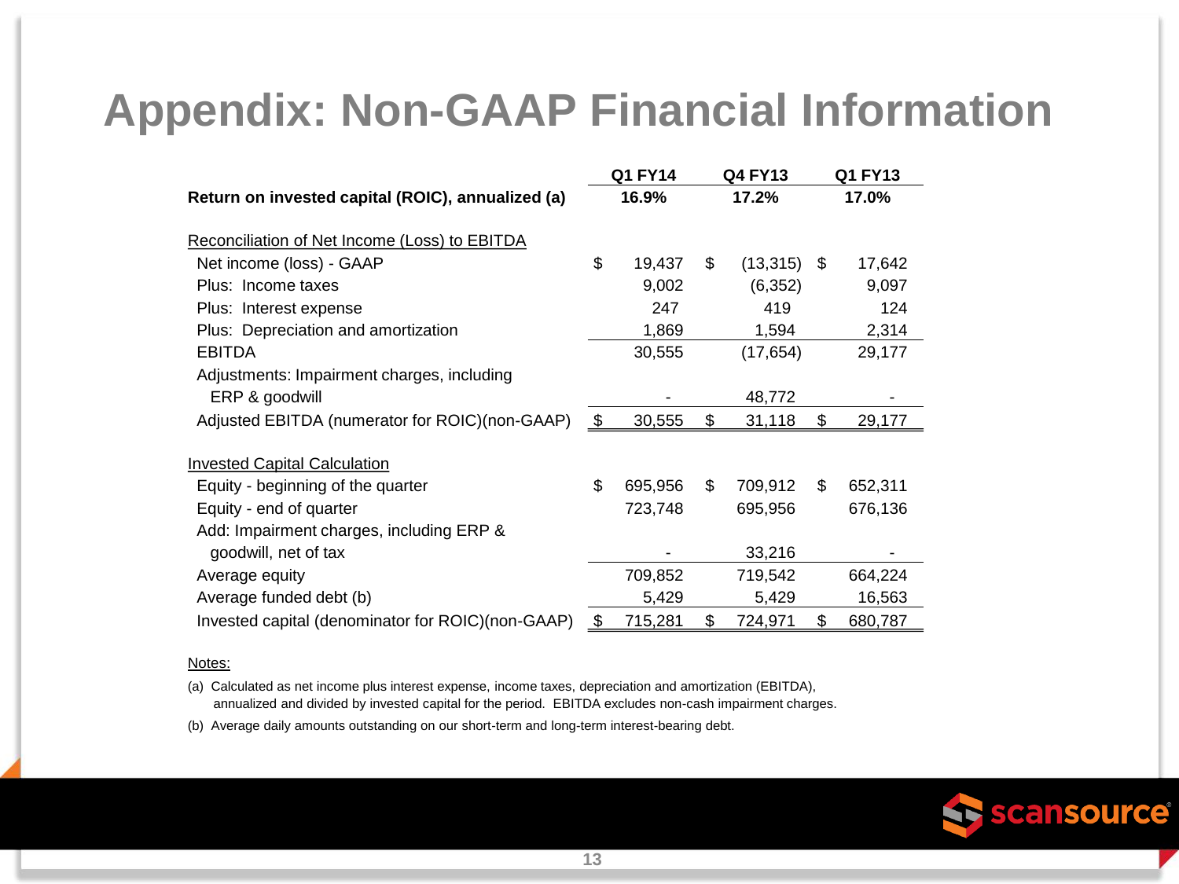# Appendix: Non-GAAP Financial Information

| | Q1 FY14 | Q4 FY13 | Q1 FY13 |
|---|---|---|---|
| **Return on invested capital (ROIC), annualized (a)** | **16.9%** | **17.2%** | **17.0%** |
| | | | |
| Reconciliation of Net Income (Loss) to EBITDA | | | |
| Net income (loss) - GAAP | $ 19,437 | $ (13,315) | $ 17,642 |
| Plus: Income taxes | 9,002 | (6,352) | 9,097 |
| Plus: Interest expense | 247 | 419 | 124 |
| Plus: Depreciation and amortization | 1,869 | 1,594 | 2,314 |
| EBITDA | 30,555 | (17,654) | 29,177 |
| Adjustments: Impairment charges, including ERP & goodwill | - | 48,772 | - |
| Adjusted EBITDA (numerator for ROIC)(non-GAAP) | $ 30,555 | $ 31,118 | $ 29,177 |
| | | | |
| Invested Capital Calculation | | | |
| Equity - beginning of the quarter | $ 695,956 | $ 709,912 | $ 652,311 |
| Equity - end of quarter | 723,748 | 695,956 | 676,136 |
| Add: Impairment charges, including ERP & goodwill, net of tax | - | 33,216 | - |
| Average equity | 709,852 | 719,542 | 664,224 |
| Average funded debt (b) | 5,429 | 5,429 | 16,563 |
| Invested capital (denominator for ROIC)(non-GAAP) | $ 715,281 | $ 724,971 | $ 680,787 |

Notes:

(a) Calculated as net income plus interest expense, income taxes, depreciation and amortization (EBITDA), annualized and divided by invested capital for the period. EBITDA excludes non-cash impairment charges.

(b) Average daily amounts outstanding on our short-term and long-term interest-bearing debt.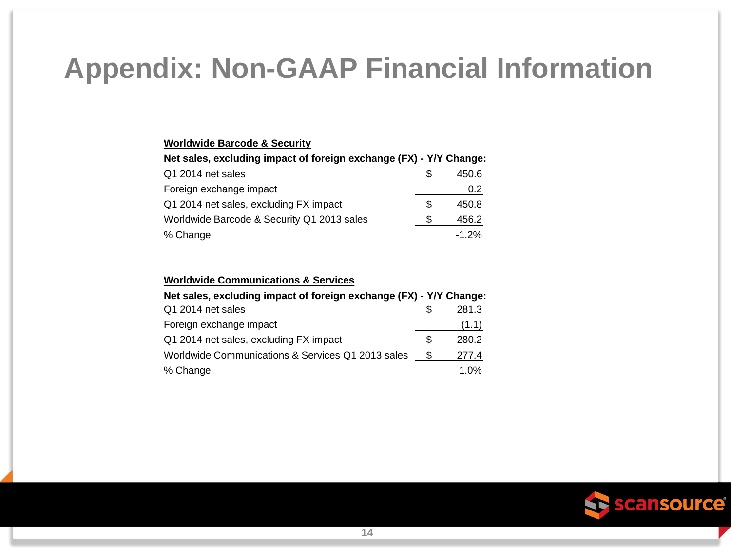# Appendix: Non-GAAP Financial Information

**Worldwide Barcode & Security**

**Net sales, excluding impact of foreign exchange (FX) - Y/Y Change:**

| | | |
|---|---|---|
| Q1 2014 net sales | $ | 450.6 |
| Foreign exchange impact | | 0.2 |
| Q1 2014 net sales, excluding FX impact | $ | 450.8 |
| Worldwide Barcode & Security Q1 2013 sales | $ | 456.2 |
| % Change | | -1.2% |

**Worldwide Communications & Services**

**Net sales, excluding impact of foreign exchange (FX) - Y/Y Change:**

| | | |
|---|---|---|
| Q1 2014 net sales | $ | 281.3 |
| Foreign exchange impact | | (1.1) |
| Q1 2014 net sales, excluding FX impact | $ | 280.2 |
| Worldwide Communications & Services Q1 2013 sales | $ | 277.4 |
| % Change | | 1.0% |